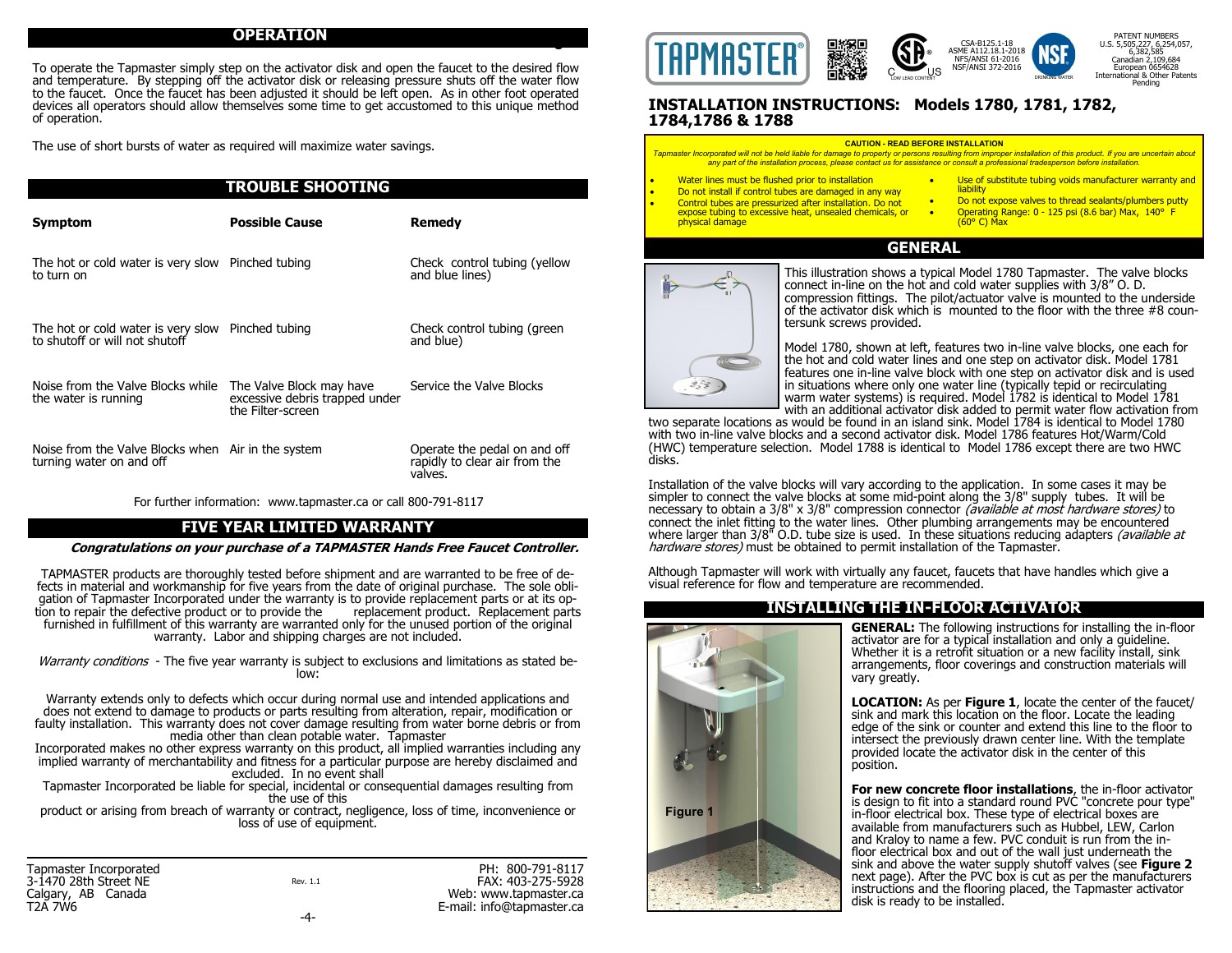## OPERATION

To operate the Tapmaster simply step on the activator disk and open the faucet to the desired flow and temperature. By stepping off the activator disk or releasing pressure shuts off the water flow to the faucet. Once the faucet has been adjusted it should be left open. As in other foot operated devices all operators should allow themselves some time to get accustomed to this unique method of operation.

The use of short bursts of water as required will maximize water savings.

## TROUBLE SHOOTING

| Symptom | Possible Cause | Remedy |
| --- | --- | --- |
| The hot or cold water is very slow to turn on | Pinched tubing | Check control tubing (yellow and blue lines) |
| The hot or cold water is very slow to shutoff or will not shutoff | Pinched tubing | Check control tubing (green and blue) |
| Noise from the Valve Blocks while the water is running | The Valve Block may have excessive debris trapped under the Filter-screen | Service the Valve Blocks |
| Noise from the Valve Blocks when turning water on and off | Air in the system | Operate the pedal on and off rapidly to clear air from the valves. |

For further information: www.tapmaster.ca or call 800-791-8117

## FIVE YEAR LIMITED WARRANTY

***Congratulations on your purchase of a TAPMASTER Hands Free Faucet Controller.***

TAPMASTER products are thoroughly tested before shipment and are warranted to be free of defects in material and workmanship for five years from the date of original purchase. The sole obligation of Tapmaster Incorporated under the warranty is to provide replacement parts or at its option to repair the defective product or to provide the replacement product. Replacement parts furnished in fulfillment of this warranty are warranted only for the unused portion of the original warranty. Labor and shipping charges are not included.

*Warranty conditions* - The five year warranty is subject to exclusions and limitations as stated below:

Warranty extends only to defects which occur during normal use and intended applications and does not extend to damage to products or parts resulting from alteration, repair, modification or faulty installation. This warranty does not cover damage resulting from water borne debris or from media other than clean potable water. Tapmaster Incorporated makes no other express warranty on this product, all implied warranties including any implied warranty of merchantability and fitness for a particular purpose are hereby disclaimed and excluded. In no event shall Tapmaster Incorporated be liable for special, incidental or consequential damages resulting from the use of this product or arising from breach of warranty or contract, negligence, loss of time, inconvenience or loss of use of equipment.

Tapmaster Incorporated
3-1470 28th Street NE
Calgary, AB Canada
T2A 7W6

Rev. 1.1

PH: 800-791-8117
FAX: 403-275-5928
Web: www.tapmaster.ca
E-mail: info@tapmaster.ca

TAPMASTER®

CSA-B125.1-18
ASME A112.18.1-2018
NFS/ANSI 61-2016
NSF/ANSI 372-2016

PATENT NUMBERS
U.S. 5,505,227, 6,254,057, 6,382,585
Canadian 2,109,684
European 0654628
International & Other Patents Pending

## INSTALLATION INSTRUCTIONS: Models 1780, 1781, 1782, 1784,1786 & 1788

**CAUTION - READ BEFORE INSTALLATION**

*Tapmaster Incorporated will not be held liable for damage to property or persons resulting from improper installation of this product. If you are uncertain about any part of the installation process, please contact us for assistance or consult a professional tradesperson before installation.*

- Water lines must be flushed prior to installation
- Do not install if control tubes are damaged in any way
- Control tubes are pressurized after installation. Do not expose tubing to excessive heat, unsealed chemicals, or physical damage
- Use of substitute tubing voids manufacturer warranty and liability
- Do not expose valves to thread sealants/plumbers putty
- Operating Range: 0 - 125 psi (8.6 bar) Max, 140° F (60° C) Max

## GENERAL

This illustration shows a typical Model 1780 Tapmaster. The valve blocks connect in-line on the hot and cold water supplies with 3/8" O. D. compression fittings. The pilot/actuator valve is mounted to the underside of the activator disk which is mounted to the floor with the three #8 countersunk screws provided.

Model 1780, shown at left, features two in-line valve blocks, one each for the hot and cold water lines and one step on activator disk. Model 1781 features one in-line valve block with one step on activator disk and is used in situations where only one water line (typically tepid or recirculating warm water systems) is required. Model 1782 is identical to Model 1781 with an additional activator disk added to permit water flow activation from two separate locations as would be found in an island sink. Model 1784 is identical to Model 1780 with two in-line valve blocks and a second activator disk. Model 1786 features Hot/Warm/Cold (HWC) temperature selection. Model 1788 is identical to Model 1786 except there are two HWC disks.

Installation of the valve blocks will vary according to the application. In some cases it may be simpler to connect the valve blocks at some mid-point along the 3/8" supply tubes. It will be necessary to obtain a 3/8" x 3/8" compression connector *(available at most hardware stores)* to connect the inlet fitting to the water lines. Other plumbing arrangements may be encountered where larger than 3/8" O.D. tube size is used. In these situations reducing adapters *(available at hardware stores)* must be obtained to permit installation of the Tapmaster.

Although Tapmaster will work with virtually any faucet, faucets that have handles which give a visual reference for flow and temperature are recommended.

## INSTALLING THE IN-FLOOR ACTIVATOR

Figure 1

**GENERAL:** The following instructions for installing the in-floor activator are for a typical installation and only a guideline. Whether it is a retrofit situation or a new facility install, sink arrangements, floor coverings and construction materials will vary greatly.

**LOCATION:** As per **Figure 1**, locate the center of the faucet/sink and mark this location on the floor. Locate the leading edge of the sink or counter and extend this line to the floor to intersect the previously drawn center line. With the template provided locate the activator disk in the center of this position.

**For new concrete floor installations**, the in-floor activator is design to fit into a standard round PVC "concrete pour type" in-floor electrical box. These type of electrical boxes are available from manufacturers such as Hubbel, LEW, Carlon and Kraloy to name a few. PVC conduit is run from the in-floor electrical box and out of the wall just underneath the sink and above the water supply shutoff valves (see **Figure 2** next page). After the PVC box is cut as per the manufacturers instructions and the flooring placed, the Tapmaster activator disk is ready to be installed.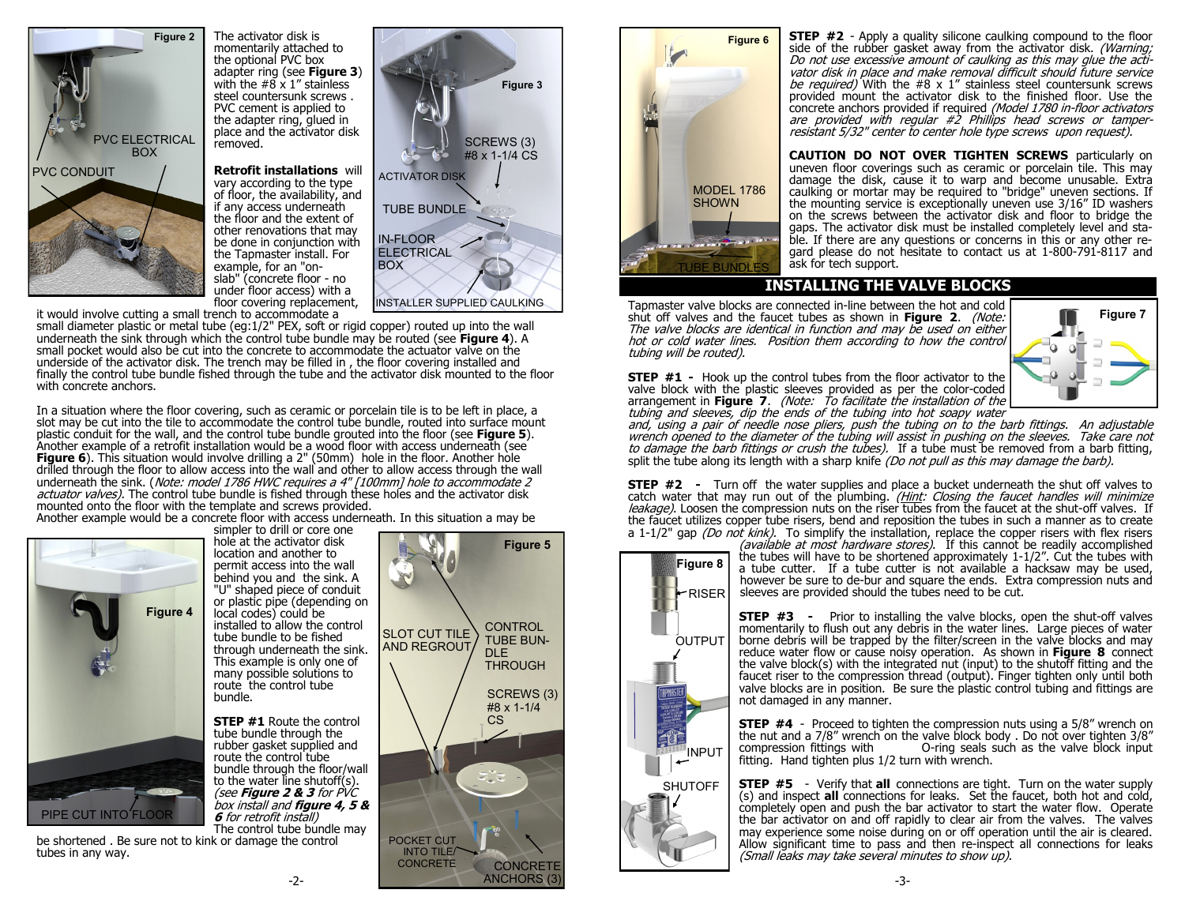The activator disk is momentarily attached to the optional PVC box adapter ring (see **Figure 3**) with the #8 x 1" stainless steel countersunk screws . PVC cement is applied to the adapter ring, glued in place and the activator disk removed.

**Retrofit installations** will vary according to the type of floor, the availability, and if any access underneath the floor and the extent of other renovations that may be done in conjunction with the Tapmaster install. For example, for an "on-slab" (concrete floor - no under floor access) with a floor covering replacement, it would involve cutting a small trench to accommodate a small diameter plastic or metal tube (eg:1/2" PEX, soft or rigid copper) routed up into the wall underneath the sink through which the control tube bundle may be routed (see **Figure 4**). A small pocket would also be cut into the concrete to accommodate the actuator valve on the underside of the activator disk. The trench may be filled in , the floor covering installed and finally the control tube bundle fished through the tube and the activator disk mounted to the floor with concrete anchors.

In a situation where the floor covering, such as ceramic or porcelain tile is to be left in place, a slot may be cut into the tile to accommodate the control tube bundle, routed into surface mount plastic conduit for the wall, and the control tube bundle grouted into the floor (see **Figure 5**). Another example of a retrofit installation would be a wood floor with access underneath (see **Figure 6**). This situation would involve drilling a 2" (50mm) hole in the floor. Another hole drilled through the floor to allow access into the wall and other to allow access through the wall underneath the sink. (*Note: model 1786 HWC requires a 4" [100mm] hole to accommodate 2 actuator valves).* The control tube bundle is fished through these holes and the activator disk mounted onto the floor with the template and screws provided.

Another example would be a concrete floor with access underneath. In this situation a may be simpler to drill or core one hole at the activator disk location and another to permit access into the wall behind you and the sink. A "U" shaped piece of conduit or plastic pipe (depending on local codes) could be installed to allow the control tube bundle to be fished through underneath the sink. This example is only one of many possible solutions to route the control tube bundle.

**STEP #1** Route the control tube bundle through the rubber gasket supplied and route the control tube bundle through the floor/wall to the water line shutoff(s). *(see **Figure 2 & 3** for PVC box install and **figure 4, 5 & 6** for retrofit install)*

The control tube bundle may be shortened . Be sure not to kink or damage the control tubes in any way.

**STEP #2** - Apply a quality silicone caulking compound to the floor side of the rubber gasket away from the activator disk. *(Warning; Do not use excessive amount of caulking as this may glue the activator disk in place and make removal difficult should future service be required)* With the #8 x 1" stainless steel countersunk screws provided mount the activator disk to the finished floor. Use the concrete anchors provided if required *(Model 1780 in-floor activators are provided with regular #2 Phillips head screws or tamper-resistant 5/32" center to center hole type screws upon request).*

**CAUTION DO NOT OVER TIGHTEN SCREWS** particularly on uneven floor coverings such as ceramic or porcelain tile. This may damage the disk, cause it to warp and become unusable. Extra caulking or mortar may be required to "bridge" uneven sections. If the mounting service is exceptionally uneven use 3/16" ID washers on the screws between the activator disk and floor to bridge the gaps. The activator disk must be installed completely level and stable. If there are any questions or concerns in this or any other regard please do not hesitate to contact us at 1-800-791-8117 and ask for tech support.

## INSTALLING THE VALVE BLOCKS

Tapmaster valve blocks are connected in-line between the hot and cold shut off valves and the faucet tubes as shown in **Figure 2**. *(Note: The valve blocks are identical in function and may be used on either hot or cold water lines. Position them according to how the control tubing will be routed).*

**STEP #1 -** Hook up the control tubes from the floor activator to the valve block with the plastic sleeves provided as per the color-coded arrangement in **Figure 7**. *(Note: To facilitate the installation of the tubing and sleeves, dip the ends of the tubing into hot soapy water and, using a pair of needle nose pliers, push the tubing on to the barb fittings. An adjustable wrench opened to the diameter of the tubing will assist in pushing on the sleeves. Take care not to damage the barb fittings or crush the tubes).* If a tube must be removed from a barb fitting, split the tube along its length with a sharp knife *(Do not pull as this may damage the barb).*

**STEP #2 -** Turn off the water supplies and place a bucket underneath the shut off valves to catch water that may run out of the plumbing. *(Hint: Closing the faucet handles will minimize leakage).* Loosen the compression nuts on the riser tubes from the faucet at the shut-off valves. If the faucet utilizes copper tube risers, bend and reposition the tubes in such a manner as to create a 1-1/2" gap *(Do not kink).* To simplify the installation, replace the copper risers with flex risers *(available at most hardware stores).* If this cannot be readily accomplished the tubes will have to be shortened approximately 1-1/2". Cut the tubes with a tube cutter. If a tube cutter is not available a hacksaw may be used, however be sure to de-bur and square the ends. Extra compression nuts and sleeves are provided should the tubes need to be cut.

**STEP #3 -** Prior to installing the valve blocks, open the shut-off valves momentarily to flush out any debris in the water lines. Large pieces of water borne debris will be trapped by the filter/screen in the valve blocks and may reduce water flow or cause noisy operation. As shown in **Figure 8** connect the valve block(s) with the integrated nut (input) to the shutoff fitting and the faucet riser to the compression thread (output). Finger tighten only until both valve blocks are in position. Be sure the plastic control tubing and fittings are not damaged in any manner.

**STEP #4** - Proceed to tighten the compression nuts using a 5/8" wrench on the nut and a 7/8" wrench on the valve block body . Do not over tighten 3/8" compression fittings with O-ring seals such as the valve block input fitting. Hand tighten plus 1/2 turn with wrench.

**STEP #5** - Verify that **all** connections are tight. Turn on the water supply (s) and inspect **all** connections for leaks. Set the faucet, both hot and cold, completely open and push the bar activator to start the water flow. Operate the bar activator on and off rapidly to clear air from the valves. The valves may experience some noise during on or off operation until the air is cleared. Allow significant time to pass and then re-inspect all connections for leaks *(Small leaks may take several minutes to show up).*